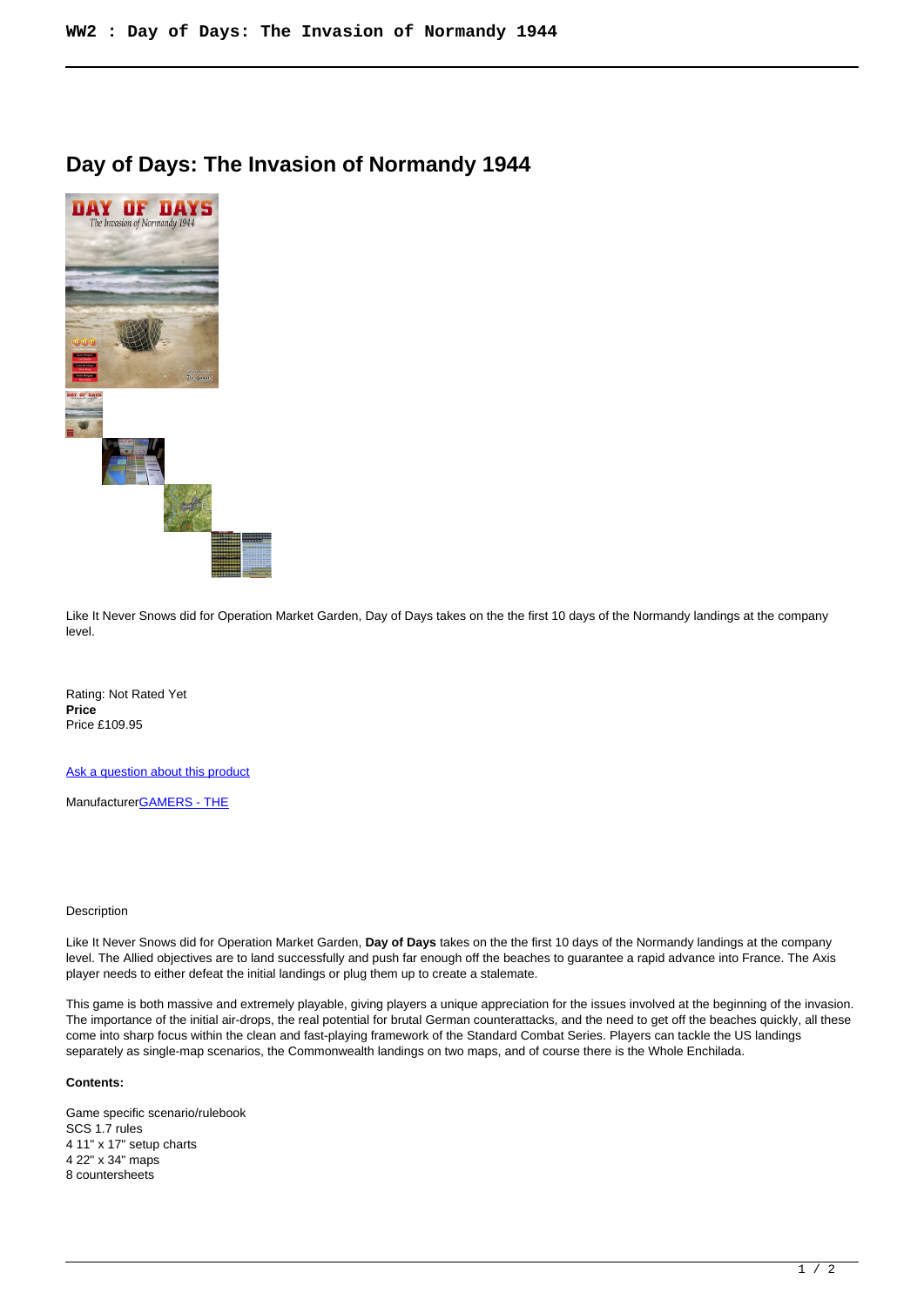# Day of Days: The Invasion of Normandy 1944

Like It Never Snows did for Operation Market Garden, Day of Days takes on the the first 10 days of the Normandy landings at the company level.

Rating: Not Rated Yet
**Price**
Price £109.95

Ask a question about this product

ManufacturerGAMERS - THE

Description

Like It Never Snows did for Operation Market Garden, **Day of Days** takes on the the first 10 days of the Normandy landings at the company level. The Allied objectives are to land successfully and push far enough off the beaches to guarantee a rapid advance into France. The Axis player needs to either defeat the initial landings or plug them up to create a stalemate.

This game is both massive and extremely playable, giving players a unique appreciation for the issues involved at the beginning of the invasion. The importance of the initial air-drops, the real potential for brutal German counterattacks, and the need to get off the beaches quickly, all these come into sharp focus within the clean and fast-playing framework of the Standard Combat Series. Players can tackle the US landings separately as single-map scenarios, the Commonwealth landings on two maps, and of course there is the Whole Enchilada.

**Contents:**

Game specific scenario/rulebook
SCS 1.7 rules
4 11" x 17" setup charts
4 22" x 34" maps
8 countersheets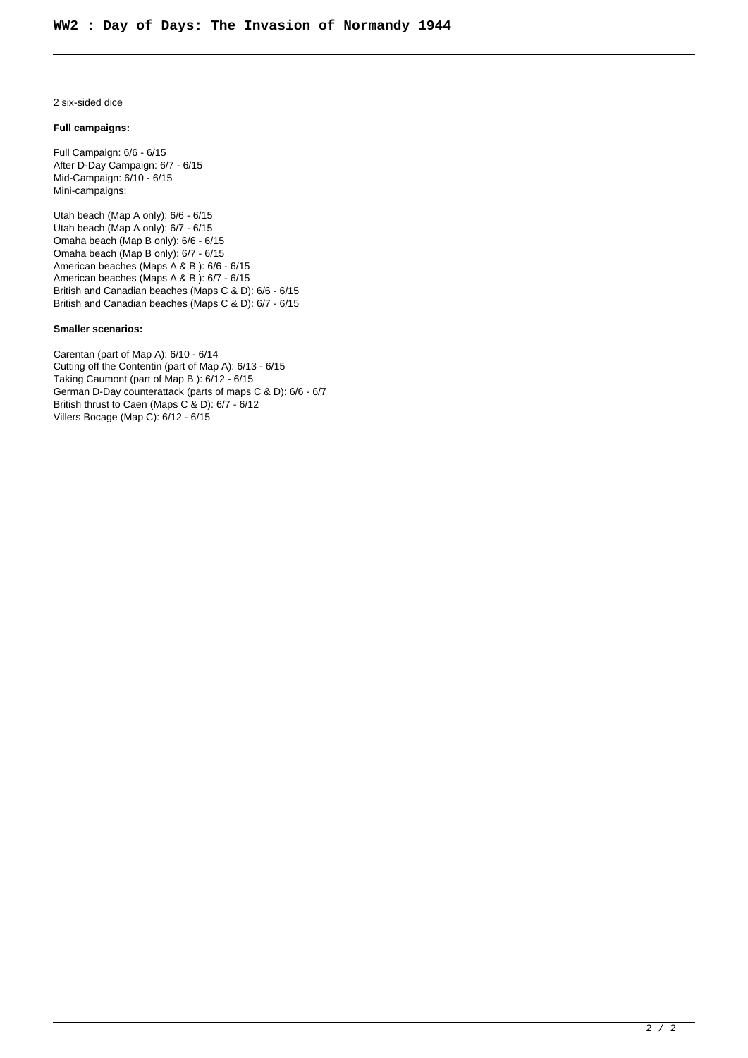2 six-sided dice

**Full campaigns:**

Full Campaign: 6/6 - 6/15
After D-Day Campaign: 6/7 - 6/15
Mid-Campaign: 6/10 - 6/15
Mini-campaigns:

Utah beach (Map A only): 6/6 - 6/15
Utah beach (Map A only): 6/7 - 6/15
Omaha beach (Map B only): 6/6 - 6/15
Omaha beach (Map B only): 6/7 - 6/15
American beaches (Maps A & B ): 6/6 - 6/15
American beaches (Maps A & B ): 6/7 - 6/15
British and Canadian beaches (Maps C & D): 6/6 - 6/15
British and Canadian beaches (Maps C & D): 6/7 - 6/15

**Smaller scenarios:**

Carentan (part of Map A): 6/10 - 6/14
Cutting off the Contentin (part of Map A): 6/13 - 6/15
Taking Caumont (part of Map B ): 6/12 - 6/15
German D-Day counterattack (parts of maps C & D): 6/6 - 6/7
British thrust to Caen (Maps C & D): 6/7 - 6/12
Villers Bocage (Map C): 6/12 - 6/15